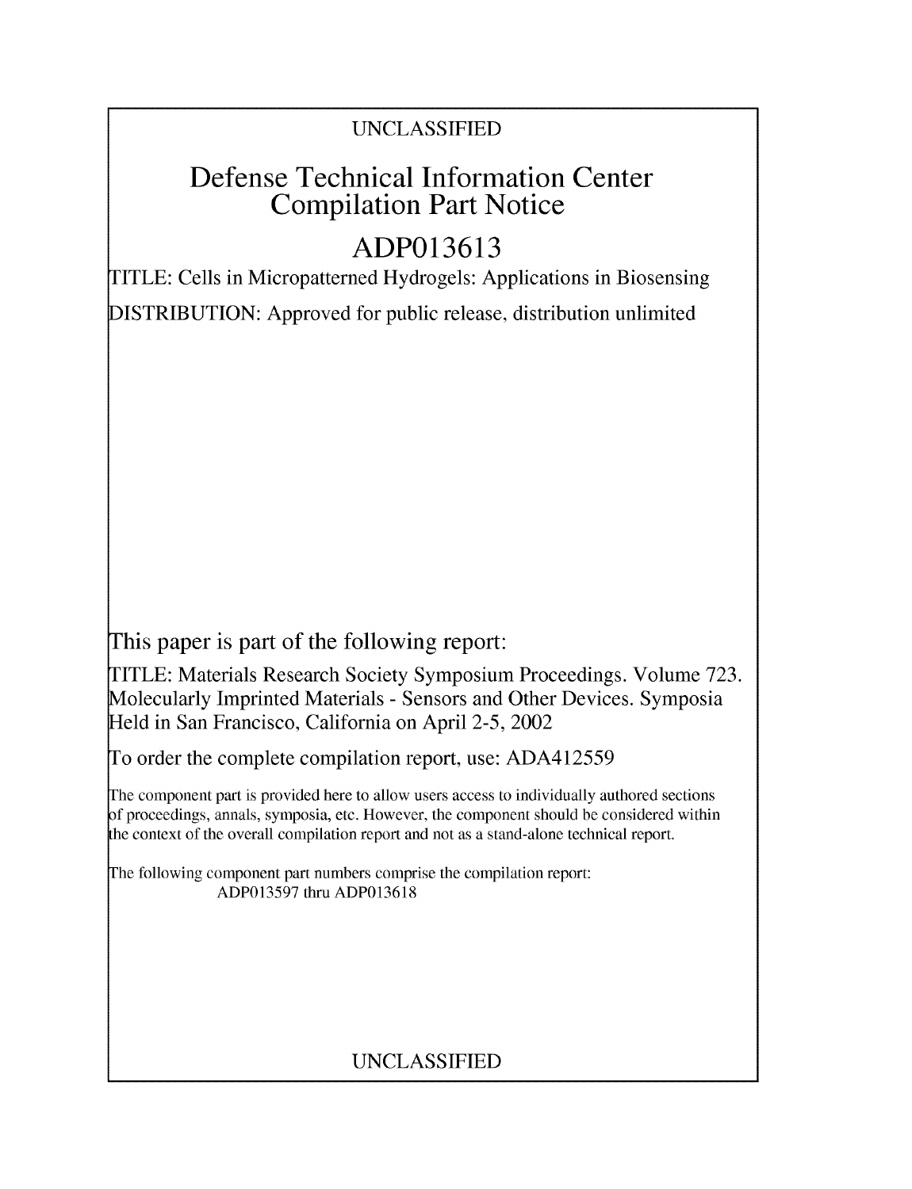UNCLASSIFIED

# Defense Technical Information Center Compilation Part Notice

## ADP013613

TITLE: Cells in Micropatterned Hydrogels: Applications in Biosensing

DISTRIBUTION: Approved for public release, distribution unlimited

This paper is part of the following report:

TITLE: Materials Research Society Symposium Proceedings. Volume 723. Molecularly Imprinted Materials - Sensors and Other Devices. Symposia Held in San Francisco, California on April 2-5, 2002

To order the complete compilation report, use: ADA412559

The component part is provided here to allow users access to individually authored sections of proceedings, annals, symposia, etc. However, the component should be considered within the context of the overall compilation report and not as a stand-alone technical report.

The following component part numbers comprise the compilation report:
ADP013597 thru ADP013618

UNCLASSIFIED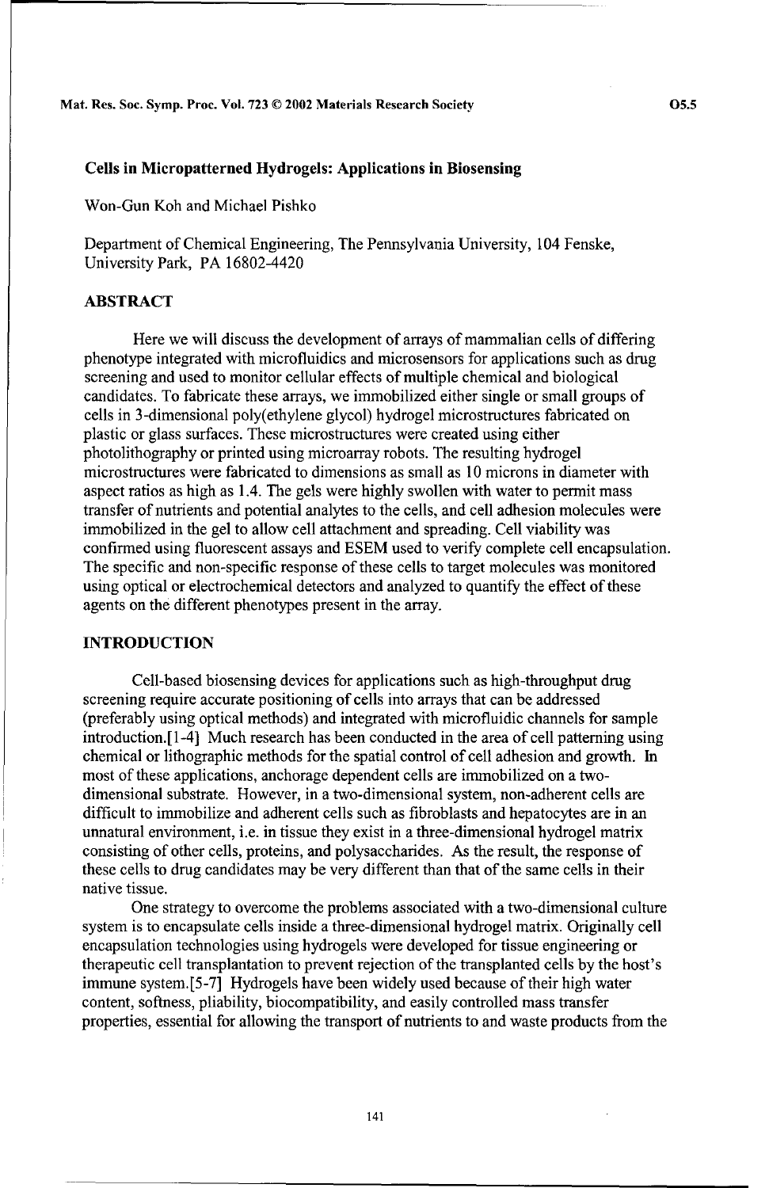# Cells in Micropatterned Hydrogels: Applications in Biosensing

Won-Gun Koh and Michael Pishko

Department of Chemical Engineering, The Pennsylvania University, 104 Fenske, University Park, PA 16802-4420

## ABSTRACT

Here we will discuss the development of arrays of mammalian cells of differing phenotype integrated with microfluidics and microsensors for applications such as drug screening and used to monitor cellular effects of multiple chemical and biological candidates. To fabricate these arrays, we immobilized either single or small groups of cells in 3-dimensional poly(ethylene glycol) hydrogel microstructures fabricated on plastic or glass surfaces. These microstructures were created using either photolithography or printed using microarray robots. The resulting hydrogel microstructures were fabricated to dimensions as small as 10 microns in diameter with aspect ratios as high as 1.4. The gels were highly swollen with water to permit mass transfer of nutrients and potential analytes to the cells, and cell adhesion molecules were immobilized in the gel to allow cell attachment and spreading. Cell viability was confirmed using fluorescent assays and ESEM used to verify complete cell encapsulation. The specific and non-specific response of these cells to target molecules was monitored using optical or electrochemical detectors and analyzed to quantify the effect of these agents on the different phenotypes present in the array.

## INTRODUCTION

Cell-based biosensing devices for applications such as high-throughput drug screening require accurate positioning of cells into arrays that can be addressed (preferably using optical methods) and integrated with microfluidic channels for sample introduction.[1-4] Much research has been conducted in the area of cell patterning using chemical or lithographic methods for the spatial control of cell adhesion and growth. In most of these applications, anchorage dependent cells are immobilized on a two-dimensional substrate. However, in a two-dimensional system, non-adherent cells are difficult to immobilize and adherent cells such as fibroblasts and hepatocytes are in an unnatural environment, i.e. in tissue they exist in a three-dimensional hydrogel matrix consisting of other cells, proteins, and polysaccharides. As the result, the response of these cells to drug candidates may be very different than that of the same cells in their native tissue.

One strategy to overcome the problems associated with a two-dimensional culture system is to encapsulate cells inside a three-dimensional hydrogel matrix. Originally cell encapsulation technologies using hydrogels were developed for tissue engineering or therapeutic cell transplantation to prevent rejection of the transplanted cells by the host's immune system.[5-7] Hydrogels have been widely used because of their high water content, softness, pliability, biocompatibility, and easily controlled mass transfer properties, essential for allowing the transport of nutrients to and waste products from the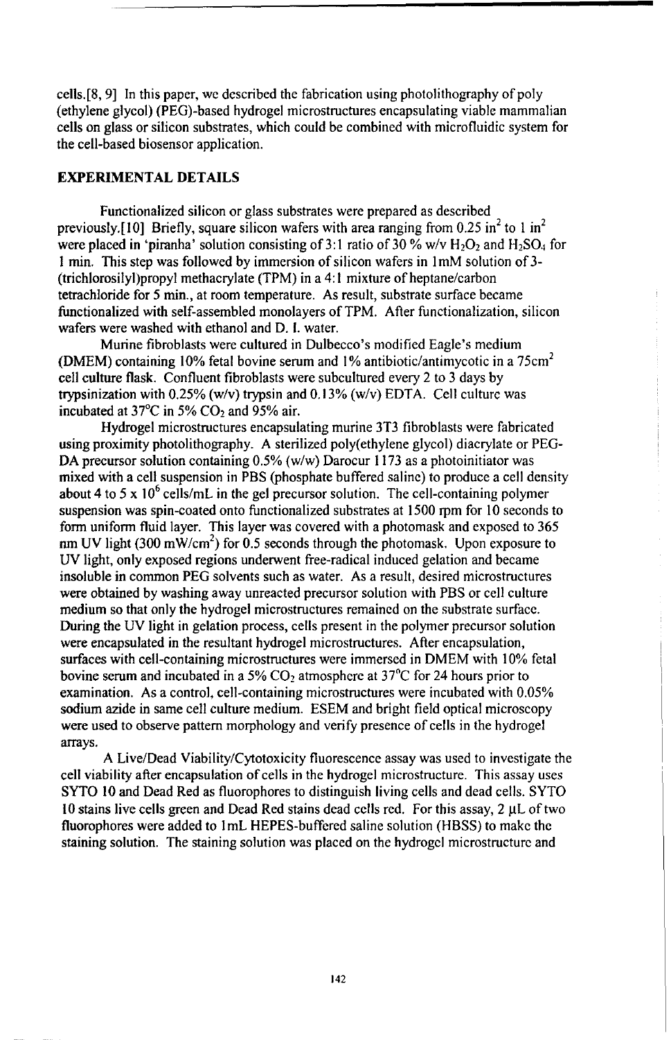cells.[8, 9] In this paper, we described the fabrication using photolithography of poly (ethylene glycol) (PEG)-based hydrogel microstructures encapsulating viable mammalian cells on glass or silicon substrates, which could be combined with microfluidic system for the cell-based biosensor application.

## EXPERIMENTAL DETAILS

Functionalized silicon or glass substrates were prepared as described previously.[10] Briefly, square silicon wafers with area ranging from 0.25 $in^2$ to 1 $in^2$ were placed in 'piranha' solution consisting of 3:1 ratio of 30 % w/v $H_2O_2$ and $H_2SO_4$ for 1 min. This step was followed by immersion of silicon wafers in 1mM solution of 3-(trichlorosilyl)propyl methacrylate (TPM) in a 4:1 mixture of heptane/carbon tetrachloride for 5 min., at room temperature. As result, substrate surface became functionalized with self-assembled monolayers of TPM. After functionalization, silicon wafers were washed with ethanol and D. I. water.

Murine fibroblasts were cultured in Dulbecco's modified Eagle's medium (DMEM) containing 10% fetal bovine serum and 1% antibiotic/antimycotic in a 75$cm^2$ cell culture flask. Confluent fibroblasts were subcultured every 2 to 3 days by trypsinization with 0.25% (w/v) trypsin and 0.13% (w/v) EDTA. Cell culture was incubated at 37°C in 5% $CO_2$ and 95% air.

Hydrogel microstructures encapsulating murine 3T3 fibroblasts were fabricated using proximity photolithography. A sterilized poly(ethylene glycol) diacrylate or PEG-DA precursor solution containing 0.5% (w/w) Darocur 1173 as a photoinitiator was mixed with a cell suspension in PBS (phosphate buffered saline) to produce a cell density about 4 to 5 x $10^6$ cells/mL in the gel precursor solution. The cell-containing polymer suspension was spin-coated onto functionalized substrates at 1500 rpm for 10 seconds to form uniform fluid layer. This layer was covered with a photomask and exposed to 365 nm UV light (300 mW/$cm^2$) for 0.5 seconds through the photomask. Upon exposure to UV light, only exposed regions underwent free-radical induced gelation and became insoluble in common PEG solvents such as water. As a result, desired microstructures were obtained by washing away unreacted precursor solution with PBS or cell culture medium so that only the hydrogel microstructures remained on the substrate surface. During the UV light in gelation process, cells present in the polymer precursor solution were encapsulated in the resultant hydrogel microstructures. After encapsulation, surfaces with cell-containing microstructures were immersed in DMEM with 10% fetal bovine serum and incubated in a 5% $CO_2$ atmosphere at 37°C for 24 hours prior to examination. As a control, cell-containing microstructures were incubated with 0.05% sodium azide in same cell culture medium. ESEM and bright field optical microscopy were used to observe pattern morphology and verify presence of cells in the hydrogel arrays.

A Live/Dead Viability/Cytotoxicity fluorescence assay was used to investigate the cell viability after encapsulation of cells in the hydrogel microstructure. This assay uses SYTO 10 and Dead Red as fluorophores to distinguish living cells and dead cells. SYTO 10 stains live cells green and Dead Red stains dead cells red. For this assay, 2 μL of two fluorophores were added to 1mL HEPES-buffered saline solution (HBSS) to make the staining solution. The staining solution was placed on the hydrogel microstructure and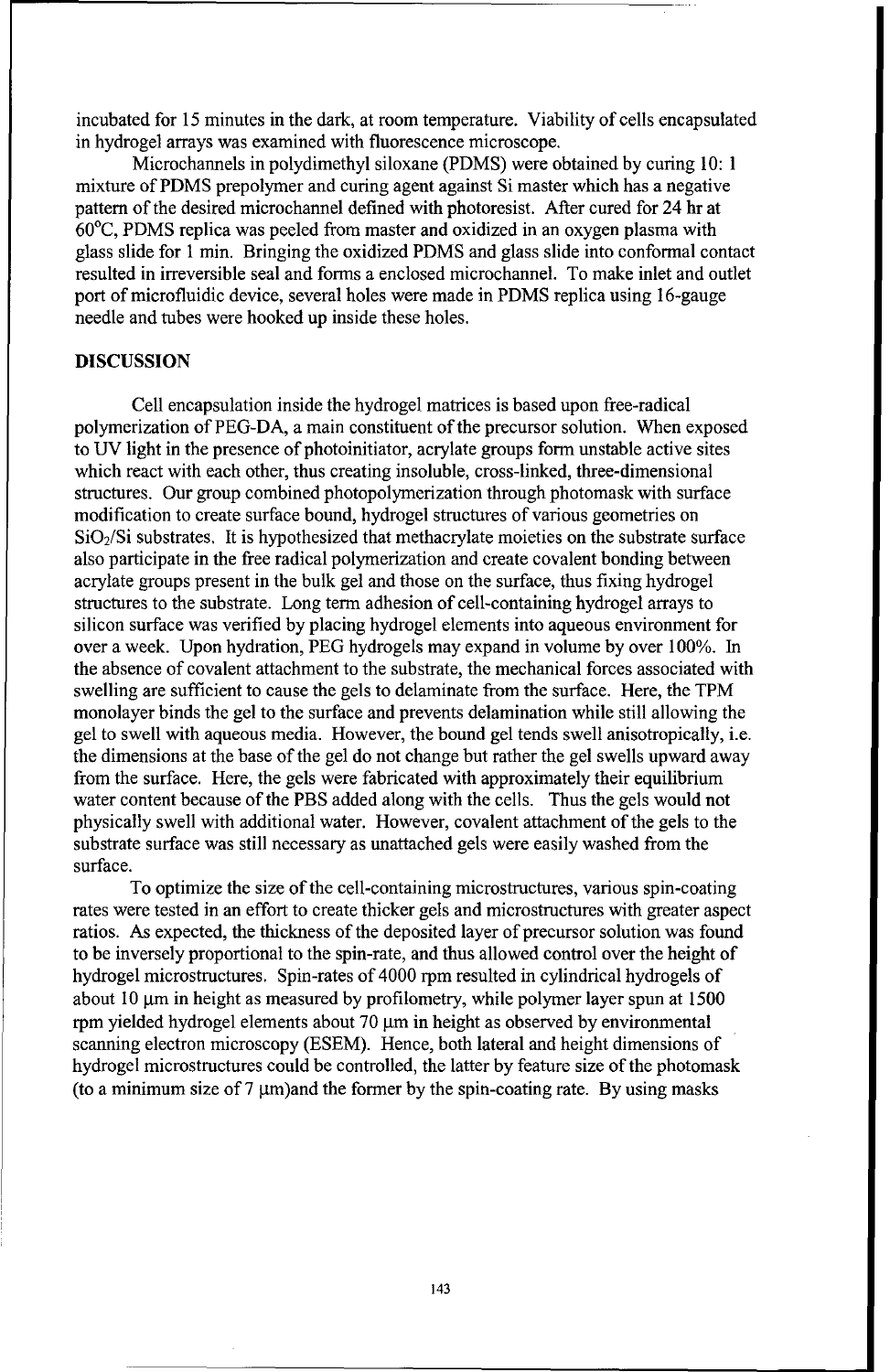incubated for 15 minutes in the dark, at room temperature. Viability of cells encapsulated in hydrogel arrays was examined with fluorescence microscope.

Microchannels in polydimethyl siloxane (PDMS) were obtained by curing 10: 1 mixture of PDMS prepolymer and curing agent against Si master which has a negative pattern of the desired microchannel defined with photoresist. After cured for 24 hr at 60°C, PDMS replica was peeled from master and oxidized in an oxygen plasma with glass slide for 1 min. Bringing the oxidized PDMS and glass slide into conformal contact resulted in irreversible seal and forms a enclosed microchannel. To make inlet and outlet port of microfluidic device, several holes were made in PDMS replica using 16-gauge needle and tubes were hooked up inside these holes.

## DISCUSSION

Cell encapsulation inside the hydrogel matrices is based upon free-radical polymerization of PEG-DA, a main constituent of the precursor solution. When exposed to UV light in the presence of photoinitiator, acrylate groups form unstable active sites which react with each other, thus creating insoluble, cross-linked, three-dimensional structures. Our group combined photopolymerization through photomask with surface modification to create surface bound, hydrogel structures of various geometries on $SiO_2$/Si substrates. It is hypothesized that methacrylate moieties on the substrate surface also participate in the free radical polymerization and create covalent bonding between acrylate groups present in the bulk gel and those on the surface, thus fixing hydrogel structures to the substrate. Long term adhesion of cell-containing hydrogel arrays to silicon surface was verified by placing hydrogel elements into aqueous environment for over a week. Upon hydration, PEG hydrogels may expand in volume by over 100%. In the absence of covalent attachment to the substrate, the mechanical forces associated with swelling are sufficient to cause the gels to delaminate from the surface. Here, the TPM monolayer binds the gel to the surface and prevents delamination while still allowing the gel to swell with aqueous media. However, the bound gel tends swell anisotropically, i.e. the dimensions at the base of the gel do not change but rather the gel swells upward away from the surface. Here, the gels were fabricated with approximately their equilibrium water content because of the PBS added along with the cells. Thus the gels would not physically swell with additional water. However, covalent attachment of the gels to the substrate surface was still necessary as unattached gels were easily washed from the surface.

To optimize the size of the cell-containing microstructures, various spin-coating rates were tested in an effort to create thicker gels and microstructures with greater aspect ratios. As expected, the thickness of the deposited layer of precursor solution was found to be inversely proportional to the spin-rate, and thus allowed control over the height of hydrogel microstructures. Spin-rates of 4000 rpm resulted in cylindrical hydrogels of about 10 μm in height as measured by profilometry, while polymer layer spun at 1500 rpm yielded hydrogel elements about 70 μm in height as observed by environmental scanning electron microscopy (ESEM). Hence, both lateral and height dimensions of hydrogel microstructures could be controlled, the latter by feature size of the photomask (to a minimum size of 7 μm)and the former by the spin-coating rate. By using masks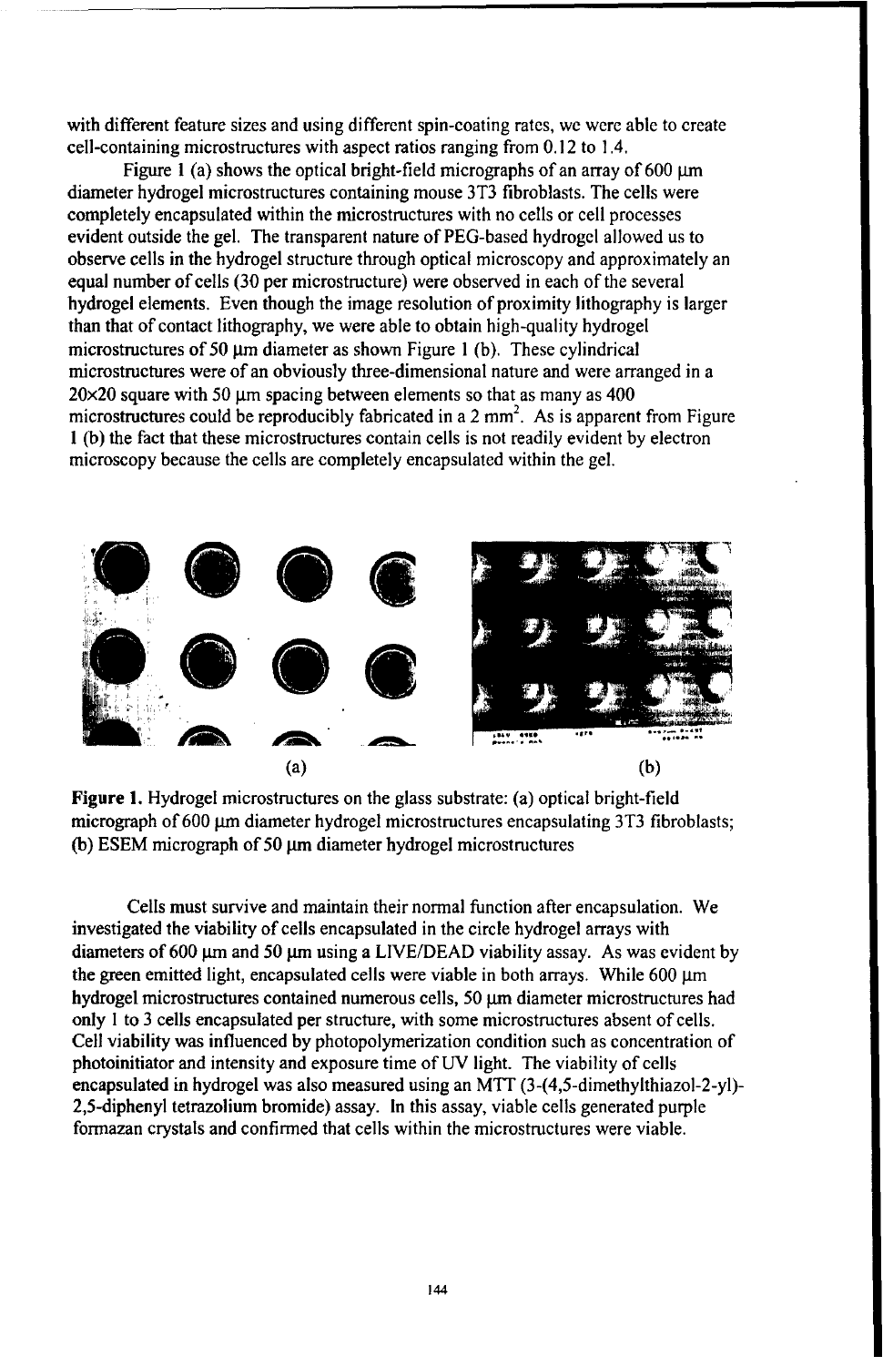with different feature sizes and using different spin-coating rates, we were able to create cell-containing microstructures with aspect ratios ranging from 0.12 to 1.4.

Figure 1 (a) shows the optical bright-field micrographs of an array of 600 μm diameter hydrogel microstructures containing mouse 3T3 fibroblasts. The cells were completely encapsulated within the microstructures with no cells or cell processes evident outside the gel. The transparent nature of PEG-based hydrogel allowed us to observe cells in the hydrogel structure through optical microscopy and approximately an equal number of cells (30 per microstructure) were observed in each of the several hydrogel elements. Even though the image resolution of proximity lithography is larger than that of contact lithography, we were able to obtain high-quality hydrogel microstructures of 50 μm diameter as shown Figure 1 (b). These cylindrical microstructures were of an obviously three-dimensional nature and were arranged in a 20×20 square with 50 μm spacing between elements so that as many as 400 microstructures could be reproducibly fabricated in a 2 $mm^2$. As is apparent from Figure 1 (b) the fact that these microstructures contain cells is not readily evident by electron microscopy because the cells are completely encapsulated within the gel.

(a) (b)

**Figure 1.** Hydrogel microstructures on the glass substrate: (a) optical bright-field micrograph of 600 μm diameter hydrogel microstructures encapsulating 3T3 fibroblasts; (b) ESEM micrograph of 50 μm diameter hydrogel microstructures

Cells must survive and maintain their normal function after encapsulation. We investigated the viability of cells encapsulated in the circle hydrogel arrays with diameters of 600 μm and 50 μm using a LIVE/DEAD viability assay. As was evident by the green emitted light, encapsulated cells were viable in both arrays. While 600 μm hydrogel microstructures contained numerous cells, 50 μm diameter microstructures had only 1 to 3 cells encapsulated per structure, with some microstructures absent of cells. Cell viability was influenced by photopolymerization condition such as concentration of photoinitiator and intensity and exposure time of UV light. The viability of cells encapsulated in hydrogel was also measured using an MTT (3-(4,5-dimethylthiazol-2-yl)-2,5-diphenyl tetrazolium bromide) assay. In this assay, viable cells generated purple formazan crystals and confirmed that cells within the microstructures were viable.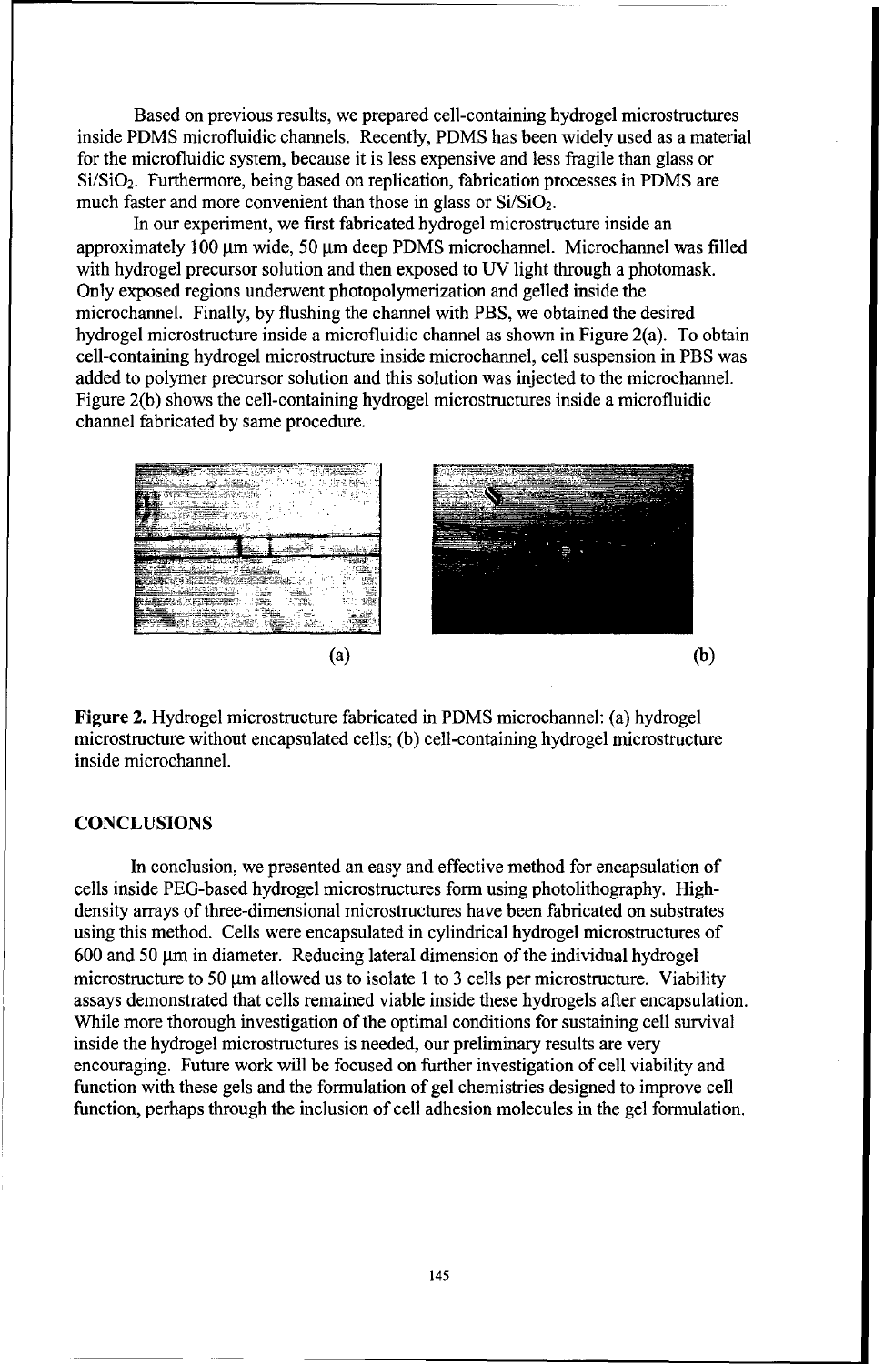Based on previous results, we prepared cell-containing hydrogel microstructures inside PDMS microfluidic channels. Recently, PDMS has been widely used as a material for the microfluidic system, because it is less expensive and less fragile than glass or $Si/SiO_2$. Furthermore, being based on replication, fabrication processes in PDMS are much faster and more convenient than those in glass or $Si/SiO_2$.

In our experiment, we first fabricated hydrogel microstructure inside an approximately 100 μm wide, 50 μm deep PDMS microchannel. Microchannel was filled with hydrogel precursor solution and then exposed to UV light through a photomask. Only exposed regions underwent photopolymerization and gelled inside the microchannel. Finally, by flushing the channel with PBS, we obtained the desired hydrogel microstructure inside a microfluidic channel as shown in Figure 2(a). To obtain cell-containing hydrogel microstructure inside microchannel, cell suspension in PBS was added to polymer precursor solution and this solution was injected to the microchannel. Figure 2(b) shows the cell-containing hydrogel microstructures inside a microfluidic channel fabricated by same procedure.

(a) (b)

**Figure 2.** Hydrogel microstructure fabricated in PDMS microchannel: (a) hydrogel microstructure without encapsulated cells; (b) cell-containing hydrogel microstructure inside microchannel.

## CONCLUSIONS

In conclusion, we presented an easy and effective method for encapsulation of cells inside PEG-based hydrogel microstructures form using photolithography. High-density arrays of three-dimensional microstructures have been fabricated on substrates using this method. Cells were encapsulated in cylindrical hydrogel microstructures of 600 and 50 μm in diameter. Reducing lateral dimension of the individual hydrogel microstructure to 50 μm allowed us to isolate 1 to 3 cells per microstructure. Viability assays demonstrated that cells remained viable inside these hydrogels after encapsulation. While more thorough investigation of the optimal conditions for sustaining cell survival inside the hydrogel microstructures is needed, our preliminary results are very encouraging. Future work will be focused on further investigation of cell viability and function with these gels and the formulation of gel chemistries designed to improve cell function, perhaps through the inclusion of cell adhesion molecules in the gel formulation.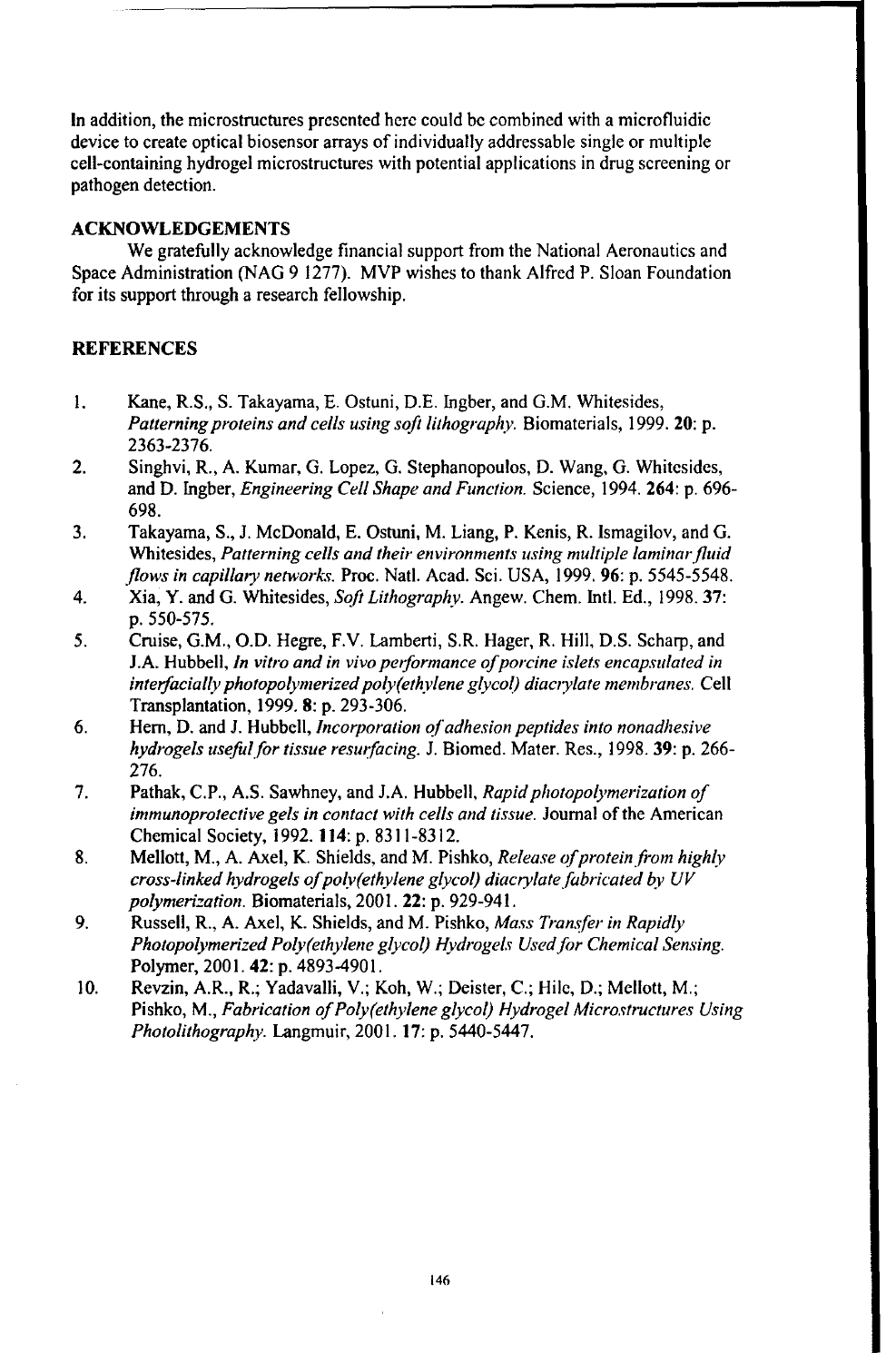In addition, the microstructures presented here could be combined with a microfluidic device to create optical biosensor arrays of individually addressable single or multiple cell-containing hydrogel microstructures with potential applications in drug screening or pathogen detection.

## ACKNOWLEDGEMENTS

We gratefully acknowledge financial support from the National Aeronautics and Space Administration (NAG 9 1277). MVP wishes to thank Alfred P. Sloan Foundation for its support through a research fellowship.

## REFERENCES

1. Kane, R.S., S. Takayama, E. Ostuni, D.E. Ingber, and G.M. Whitesides, *Patterning proteins and cells using soft lithography.* Biomaterials, 1999. **20**: p. 2363-2376.
2. Singhvi, R., A. Kumar, G. Lopez, G. Stephanopoulos, D. Wang, G. Whitesides, and D. Ingber, *Engineering Cell Shape and Function.* Science, 1994. **264**: p. 696-698.
3. Takayama, S., J. McDonald, E. Ostuni, M. Liang, P. Kenis, R. Ismagilov, and G. Whitesides, *Patterning cells and their environments using multiple laminar fluid flows in capillary networks.* Proc. Natl. Acad. Sci. USA, 1999. **96**: p. 5545-5548.
4. Xia, Y. and G. Whitesides, *Soft Lithography.* Angew. Chem. Intl. Ed., 1998. **37**: p. 550-575.
5. Cruise, G.M., O.D. Hegre, F.V. Lamberti, S.R. Hager, R. Hill, D.S. Scharp, and J.A. Hubbell, *In vitro and in vivo performance of porcine islets encapsulated in interfacially photopolymerized poly(ethylene glycol) diacrylate membranes.* Cell Transplantation, 1999. **8**: p. 293-306.
6. Hern, D. and J. Hubbell, *Incorporation of adhesion peptides into nonadhesive hydrogels useful for tissue resurfacing.* J. Biomed. Mater. Res., 1998. **39**: p. 266-276.
7. Pathak, C.P., A.S. Sawhney, and J.A. Hubbell, *Rapid photopolymerization of immunoprotective gels in contact with cells and tissue.* Journal of the American Chemical Society, 1992. **114**: p. 8311-8312.
8. Mellott, M., A. Axel, K. Shields, and M. Pishko, *Release of protein from highly cross-linked hydrogels of poly(ethylene glycol) diacrylate fabricated by UV polymerization.* Biomaterials, 2001. **22**: p. 929-941.
9. Russell, R., A. Axel, K. Shields, and M. Pishko, *Mass Transfer in Rapidly Photopolymerized Poly(ethylene glycol) Hydrogels Used for Chemical Sensing.* Polymer, 2001. **42**: p. 4893-4901.
10. Revzin, A.R., R.; Yadavalli, V.; Koh, W.; Deister, C.; Hile, D.; Mellott, M.; Pishko, M., *Fabrication of Poly(ethylene glycol) Hydrogel Microstructures Using Photolithography.* Langmuir, 2001. **17**: p. 5440-5447.